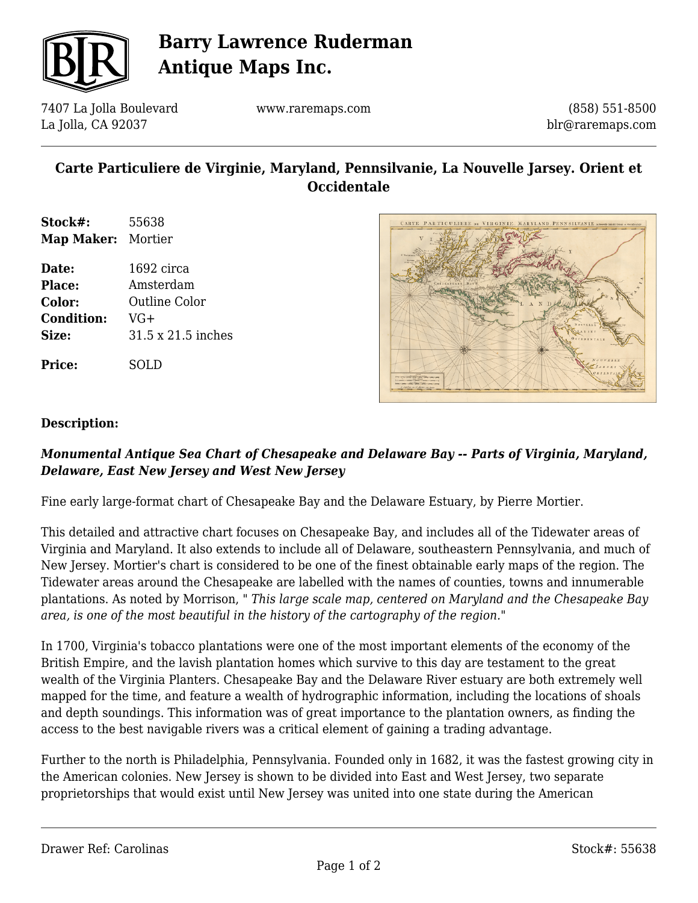# Barry Lawrence Ruderman Antique Maps Inc.

7407 La Jolla Boulevard
La Jolla, CA 92037

www.raremaps.com

(858) 551-8500
blr@raremaps.com

## Carte Particuliere de Virginie, Maryland, Pennsilvanie, La Nouvelle Jarsey. Orient et Occidentale

**Stock#:** 55638
**Map Maker:** Mortier

**Date:** 1692 circa
**Place:** Amsterdam
**Color:** Outline Color
**Condition:** VG+
**Size:** 31.5 x 21.5 inches

**Price:** SOLD

**Description:**

***Monumental Antique Sea Chart of Chesapeake and Delaware Bay -- Parts of Virginia, Maryland, Delaware, East New Jersey and West New Jersey***

Fine early large-format chart of Chesapeake Bay and the Delaware Estuary, by Pierre Mortier.

This detailed and attractive chart focuses on Chesapeake Bay, and includes all of the Tidewater areas of Virginia and Maryland. It also extends to include all of Delaware, southeastern Pennsylvania, and much of New Jersey. Mortier's chart is considered to be one of the finest obtainable early maps of the region. The Tidewater areas around the Chesapeake are labelled with the names of counties, towns and innumerable plantations. As noted by Morrison, " *This large scale map, centered on Maryland and the Chesapeake Bay area, is one of the most beautiful in the history of the cartography of the region.*"

In 1700, Virginia's tobacco plantations were one of the most important elements of the economy of the British Empire, and the lavish plantation homes which survive to this day are testament to the great wealth of the Virginia Planters. Chesapeake Bay and the Delaware River estuary are both extremely well mapped for the time, and feature a wealth of hydrographic information, including the locations of shoals and depth soundings. This information was of great importance to the plantation owners, as finding the access to the best navigable rivers was a critical element of gaining a trading advantage.

Further to the north is Philadelphia, Pennsylvania. Founded only in 1682, it was the fastest growing city in the American colonies. New Jersey is shown to be divided into East and West Jersey, two separate proprietorships that would exist until New Jersey was united into one state during the American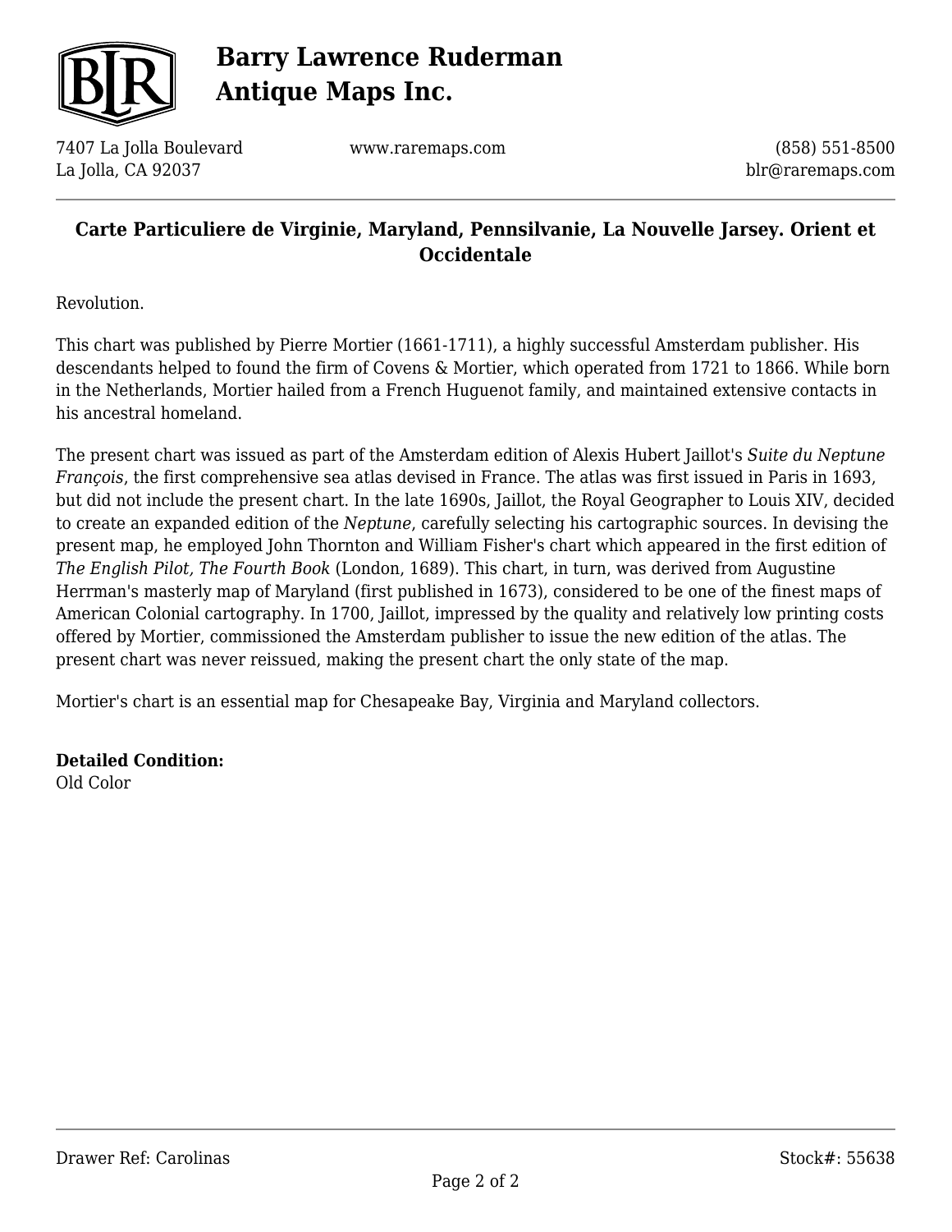**Carte Particuliere de Virginie, Maryland, Pennsilvanie, La Nouvelle Jarsey. Orient et Occidentale**

Revolution.

This chart was published by Pierre Mortier (1661-1711), a highly successful Amsterdam publisher. His descendants helped to found the firm of Covens & Mortier, which operated from 1721 to 1866. While born in the Netherlands, Mortier hailed from a French Huguenot family, and maintained extensive contacts in his ancestral homeland.

The present chart was issued as part of the Amsterdam edition of Alexis Hubert Jaillot's *Suite du Neptune François*, the first comprehensive sea atlas devised in France. The atlas was first issued in Paris in 1693, but did not include the present chart. In the late 1690s, Jaillot, the Royal Geographer to Louis XIV, decided to create an expanded edition of the *Neptune*, carefully selecting his cartographic sources. In devising the present map, he employed John Thornton and William Fisher's chart which appeared in the first edition of *The English Pilot, The Fourth Book* (London, 1689). This chart, in turn, was derived from Augustine Herrman's masterly map of Maryland (first published in 1673), considered to be one of the finest maps of American Colonial cartography. In 1700, Jaillot, impressed by the quality and relatively low printing costs offered by Mortier, commissioned the Amsterdam publisher to issue the new edition of the atlas. The present chart was never reissued, making the present chart the only state of the map.

Mortier's chart is an essential map for Chesapeake Bay, Virginia and Maryland collectors.

**Detailed Condition:**
Old Color

Drawer Ref: Carolinas

Stock#: 55638